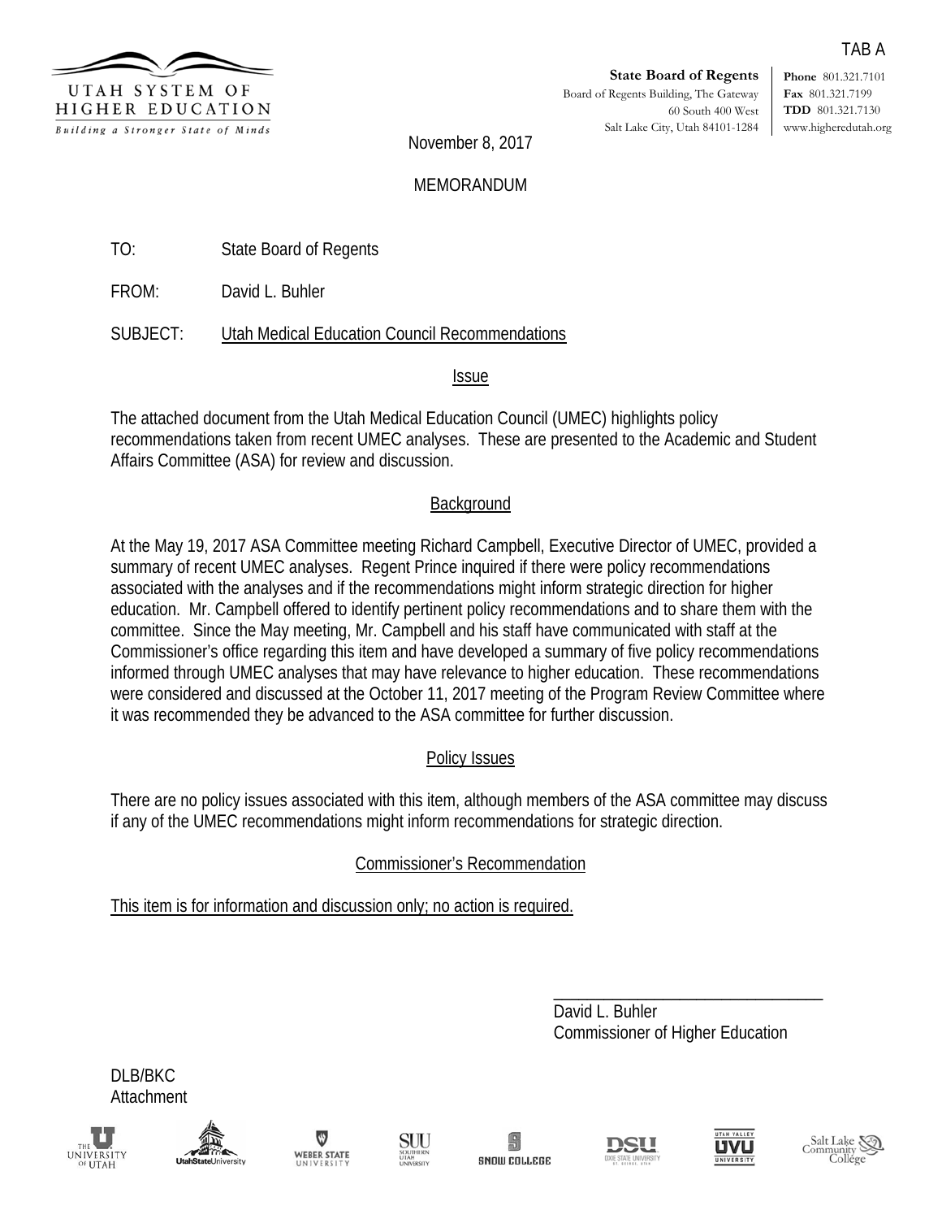TAB A

UTAH SYSTEM OF HIGHER EDUCATION
*Building a Stronger State of Minds*

**State Board of Regents**
Board of Regents Building, The Gateway
60 South 400 West
Salt Lake City, Utah 84101-1284

**Phone** 801.321.7101
**Fax** 801.321.7199
**TDD** 801.321.7130
www.higheredutah.org

November 8, 2017

MEMORANDUM

TO: State Board of Regents

FROM: David L. Buhler

SUBJECT: Utah Medical Education Council Recommendations

## Issue

The attached document from the Utah Medical Education Council (UMEC) highlights policy recommendations taken from recent UMEC analyses. These are presented to the Academic and Student Affairs Committee (ASA) for review and discussion.

## Background

At the May 19, 2017 ASA Committee meeting Richard Campbell, Executive Director of UMEC, provided a summary of recent UMEC analyses. Regent Prince inquired if there were policy recommendations associated with the analyses and if the recommendations might inform strategic direction for higher education. Mr. Campbell offered to identify pertinent policy recommendations and to share them with the committee. Since the May meeting, Mr. Campbell and his staff have communicated with staff at the Commissioner's office regarding this item and have developed a summary of five policy recommendations informed through UMEC analyses that may have relevance to higher education. These recommendations were considered and discussed at the October 11, 2017 meeting of the Program Review Committee where it was recommended they be advanced to the ASA committee for further discussion.

## Policy Issues

There are no policy issues associated with this item, although members of the ASA committee may discuss if any of the UMEC recommendations might inform recommendations for strategic direction.

## Commissioner's Recommendation

This item is for information and discussion only; no action is required.

David L. Buhler
Commissioner of Higher Education

DLB/BKC
Attachment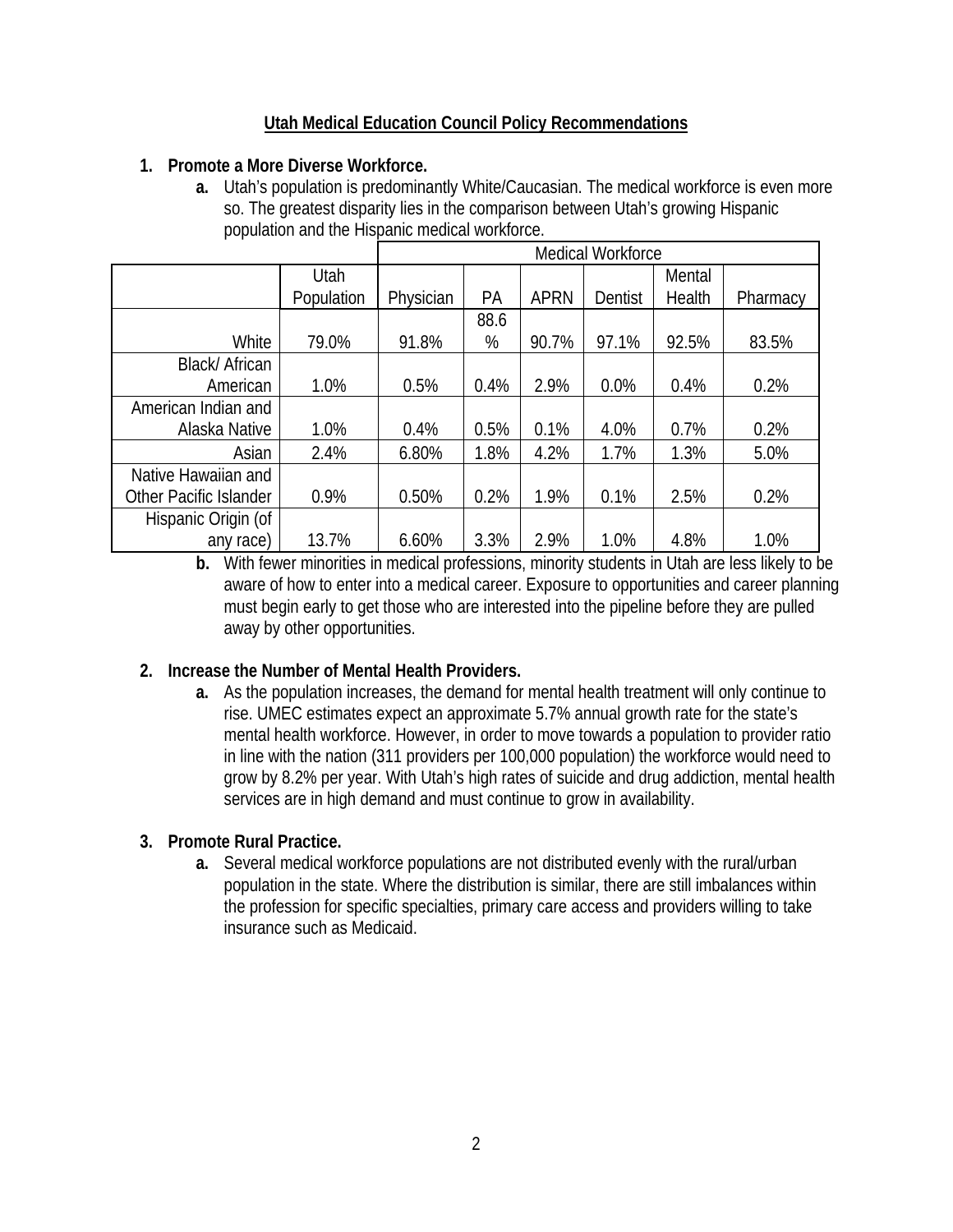## Utah Medical Education Council Policy Recommendations

1. **Promote a More Diverse Workforce.**
   - **a.** Utah's population is predominantly White/Caucasian. The medical workforce is even more so. The greatest disparity lies in the comparison between Utah's growing Hispanic population and the Hispanic medical workforce.

| | Utah Population | Medical Workforce | | | | | |
|---|---|---|---|---|---|---|---|
| | | Physician | PA | APRN | Dentist | Mental Health | Pharmacy |
| White | 79.0% | 91.8% | 88.6% | 90.7% | 97.1% | 92.5% | 83.5% |
| Black/ African American | 1.0% | 0.5% | 0.4% | 2.9% | 0.0% | 0.4% | 0.2% |
| American Indian and Alaska Native | 1.0% | 0.4% | 0.5% | 0.1% | 4.0% | 0.7% | 0.2% |
| Asian | 2.4% | 6.80% | 1.8% | 4.2% | 1.7% | 1.3% | 5.0% |
| Native Hawaiian and Other Pacific Islander | 0.9% | 0.50% | 0.2% | 1.9% | 0.1% | 2.5% | 0.2% |
| Hispanic Origin (of any race) | 13.7% | 6.60% | 3.3% | 2.9% | 1.0% | 4.8% | 1.0% |

   - **b.** With fewer minorities in medical professions, minority students in Utah are less likely to be aware of how to enter into a medical career. Exposure to opportunities and career planning must begin early to get those who are interested into the pipeline before they are pulled away by other opportunities.

2. **Increase the Number of Mental Health Providers.**
   - **a.** As the population increases, the demand for mental health treatment will only continue to rise. UMEC estimates expect an approximate 5.7% annual growth rate for the state's mental health workforce. However, in order to move towards a population to provider ratio in line with the nation (311 providers per 100,000 population) the workforce would need to grow by 8.2% per year. With Utah's high rates of suicide and drug addiction, mental health services are in high demand and must continue to grow in availability.

3. **Promote Rural Practice.**
   - **a.** Several medical workforce populations are not distributed evenly with the rural/urban population in the state. Where the distribution is similar, there are still imbalances within the profession for specific specialties, primary care access and providers willing to take insurance such as Medicaid.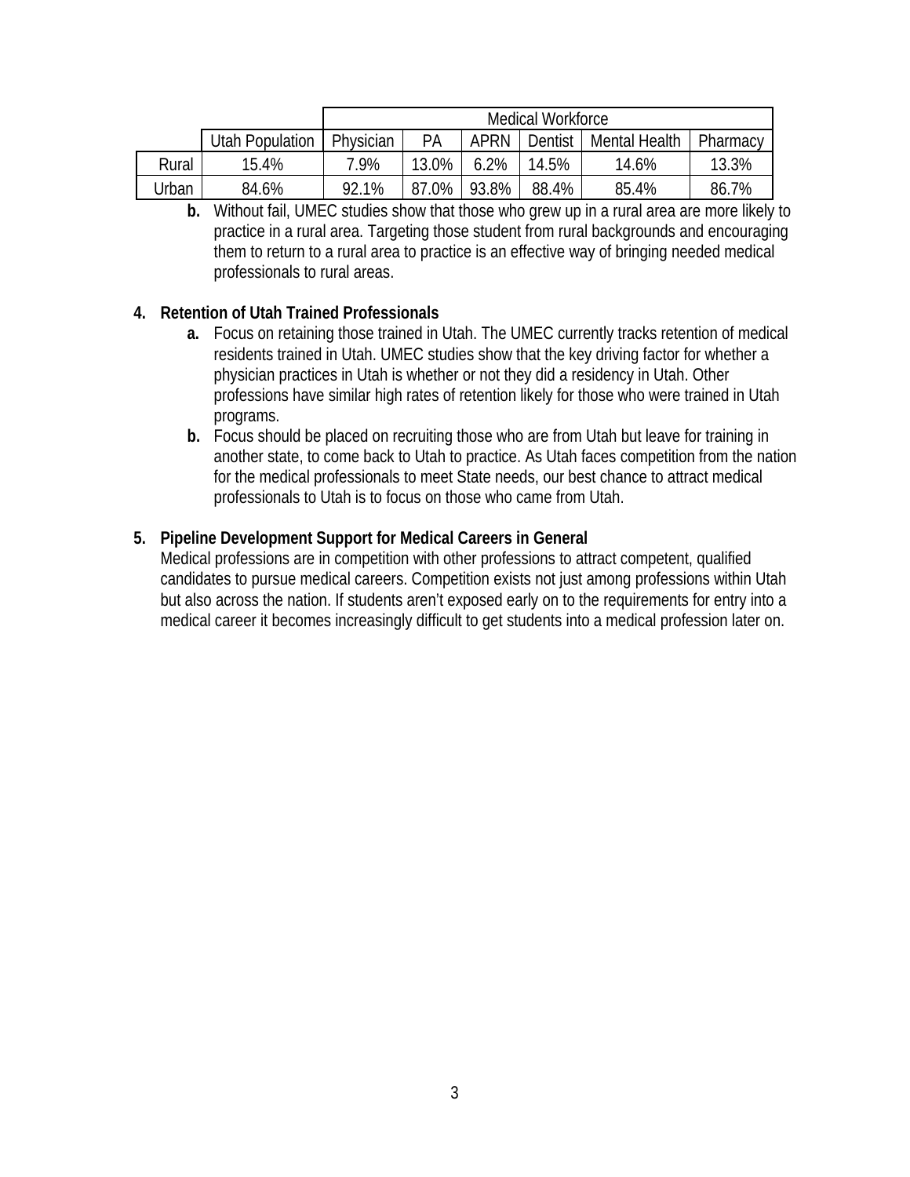| | | Medical Workforce | | | | | |
|---|---|---|---|---|---|---|---|
| | Utah Population | Physician | PA | APRN | Dentist | Mental Health | Pharmacy |
| Rural | 15.4% | 7.9% | 13.0% | 6.2% | 14.5% | 14.6% | 13.3% |
| Urban | 84.6% | 92.1% | 87.0% | 93.8% | 88.4% | 85.4% | 86.7% |

- **b.** Without fail, UMEC studies show that those who grew up in a rural area are more likely to practice in a rural area. Targeting those student from rural backgrounds and encouraging them to return to a rural area to practice is an effective way of bringing needed medical professionals to rural areas.

**4. Retention of Utah Trained Professionals**

- **a.** Focus on retaining those trained in Utah. The UMEC currently tracks retention of medical residents trained in Utah. UMEC studies show that the key driving factor for whether a physician practices in Utah is whether or not they did a residency in Utah. Other professions have similar high rates of retention likely for those who were trained in Utah programs.
- **b.** Focus should be placed on recruiting those who are from Utah but leave for training in another state, to come back to Utah to practice. As Utah faces competition from the nation for the medical professionals to meet State needs, our best chance to attract medical professionals to Utah is to focus on those who came from Utah.

**5. Pipeline Development Support for Medical Careers in General**

Medical professions are in competition with other professions to attract competent, qualified candidates to pursue medical careers. Competition exists not just among professions within Utah but also across the nation. If students aren't exposed early on to the requirements for entry into a medical career it becomes increasingly difficult to get students into a medical profession later on.